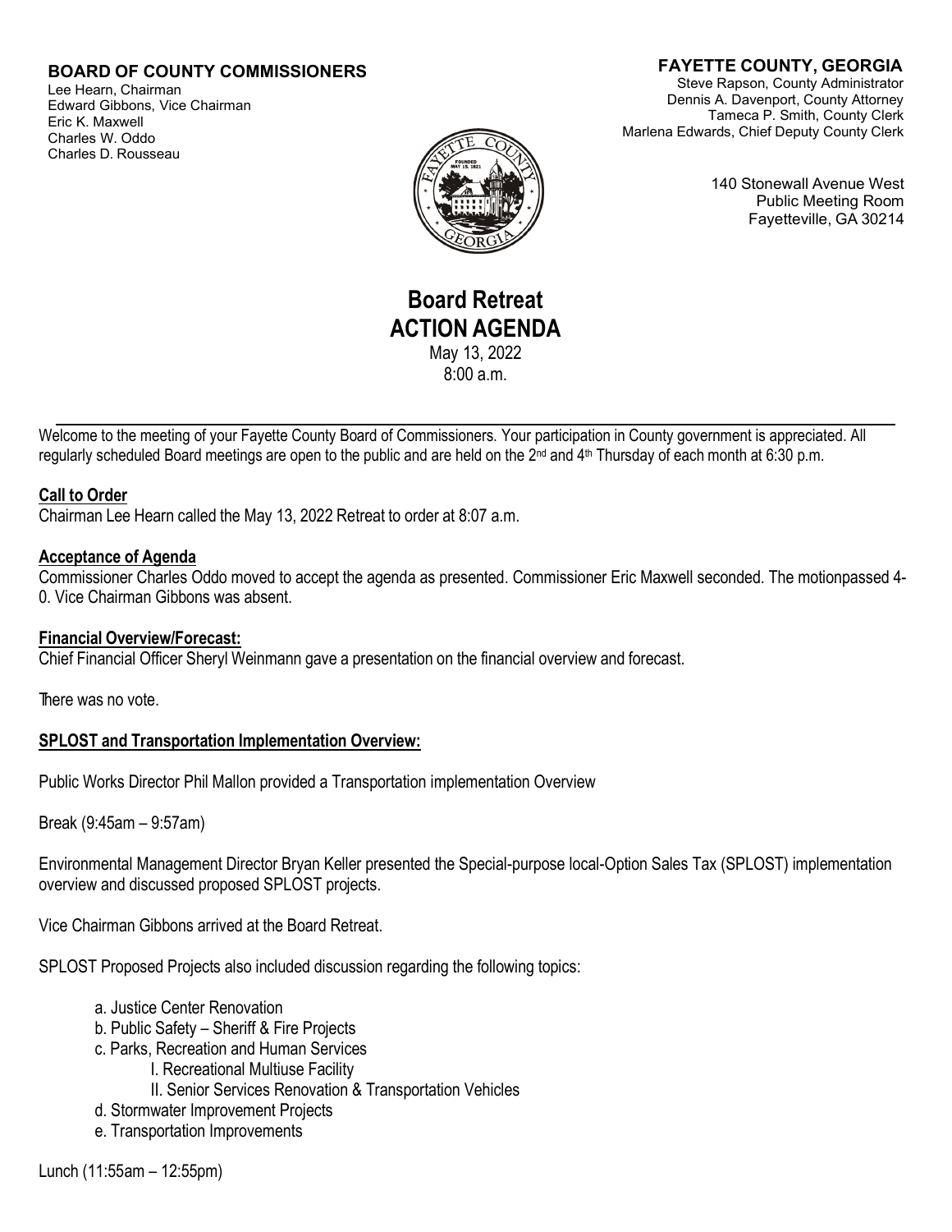**BOARD OF COUNTY COMMISSIONERS**
Lee Hearn, Chairman
Edward Gibbons, Vice Chairman
Eric K. Maxwell
Charles W. Oddo
Charles D. Rousseau

**FAYETTE COUNTY, GEORGIA**
Steve Rapson, County Administrator
Dennis A. Davenport, County Attorney
Tameca P. Smith, County Clerk
Marlena Edwards, Chief Deputy County Clerk

140 Stonewall Avenue West
Public Meeting Room
Fayetteville, GA 30214

# Board Retreat
# ACTION AGENDA

May 13, 2022
8:00 a.m.

---

Welcome to the meeting of your Fayette County Board of Commissioners. Your participation in County government is appreciated. All regularly scheduled Board meetings are open to the public and are held on the 2nd and 4th Thursday of each month at 6:30 p.m.

**Call to Order**
Chairman Lee Hearn called the May 13, 2022 Retreat to order at 8:07 a.m.

**Acceptance of Agenda**
Commissioner Charles Oddo moved to accept the agenda as presented. Commissioner Eric Maxwell seconded. The motionpassed 4-0. Vice Chairman Gibbons was absent.

**Financial Overview/Forecast:**
Chief Financial Officer Sheryl Weinmann gave a presentation on the financial overview and forecast.

There was no vote.

**SPLOST and Transportation Implementation Overview:**

Public Works Director Phil Mallon provided a Transportation implementation Overview

Break (9:45am – 9:57am)

Environmental Management Director Bryan Keller presented the Special-purpose local-Option Sales Tax (SPLOST) implementation overview and discussed proposed SPLOST projects.

Vice Chairman Gibbons arrived at the Board Retreat.

SPLOST Proposed Projects also included discussion regarding the following topics:

a. Justice Center Renovation
b. Public Safety – Sheriff & Fire Projects
c. Parks, Recreation and Human Services
    I. Recreational Multiuse Facility
    II. Senior Services Renovation & Transportation Vehicles
d. Stormwater Improvement Projects
e. Transportation Improvements

Lunch (11:55am – 12:55pm)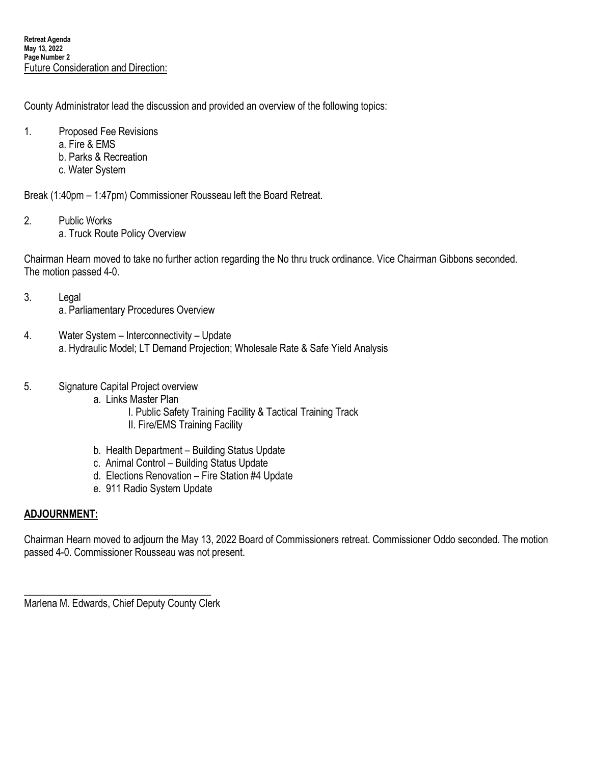Future Consideration and Direction:

County Administrator lead the discussion and provided an overview of the following topics:

1. Proposed Fee Revisions
   a. Fire & EMS
   b. Parks & Recreation
   c. Water System

Break (1:40pm – 1:47pm) Commissioner Rousseau left the Board Retreat.

2. Public Works
   a. Truck Route Policy Overview

Chairman Hearn moved to take no further action regarding the No thru truck ordinance. Vice Chairman Gibbons seconded. The motion passed 4-0.

3. Legal
   a. Parliamentary Procedures Overview

4. Water System – Interconnectivity – Update
   a. Hydraulic Model; LT Demand Projection; Wholesale Rate & Safe Yield Analysis

5. Signature Capital Project overview
   a. Links Master Plan
      I. Public Safety Training Facility & Tactical Training Track
      II. Fire/EMS Training Facility

   b. Health Department – Building Status Update
   c. Animal Control – Building Status Update
   d. Elections Renovation – Fire Station #4 Update
   e. 911 Radio System Update

**ADJOURNMENT:**

Chairman Hearn moved to adjourn the May 13, 2022 Board of Commissioners retreat. Commissioner Oddo seconded. The motion passed 4-0. Commissioner Rousseau was not present.

\_\_\_\_\_\_\_\_\_\_\_\_\_\_\_\_\_\_\_\_\_\_\_\_\_\_\_\_\_\_\_\_\_\_\_\_\_\_

Marlena M. Edwards, Chief Deputy County Clerk